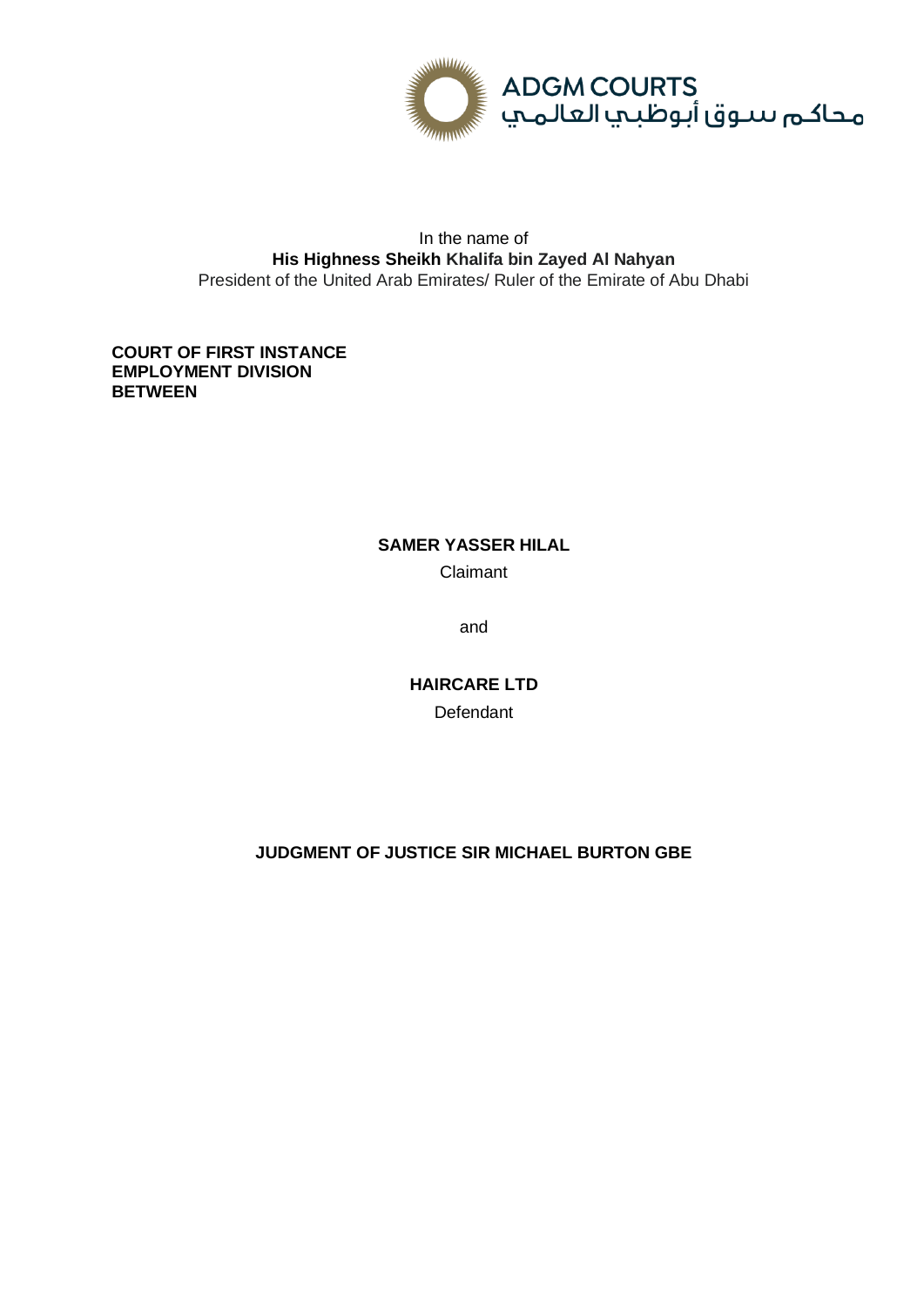ADGM COURTS
محاكم سوق أبوظبي العالمي

In the name of
**His Highness Sheikh Khalifa bin Zayed Al Nahyan**
President of the United Arab Emirates/ Ruler of the Emirate of Abu Dhabi

**COURT OF FIRST INSTANCE**
**EMPLOYMENT DIVISION**
**BETWEEN**

**SAMER YASSER HILAL**
Claimant

and

**HAIRCARE LTD**
Defendant

**JUDGMENT OF JUSTICE SIR MICHAEL BURTON GBE**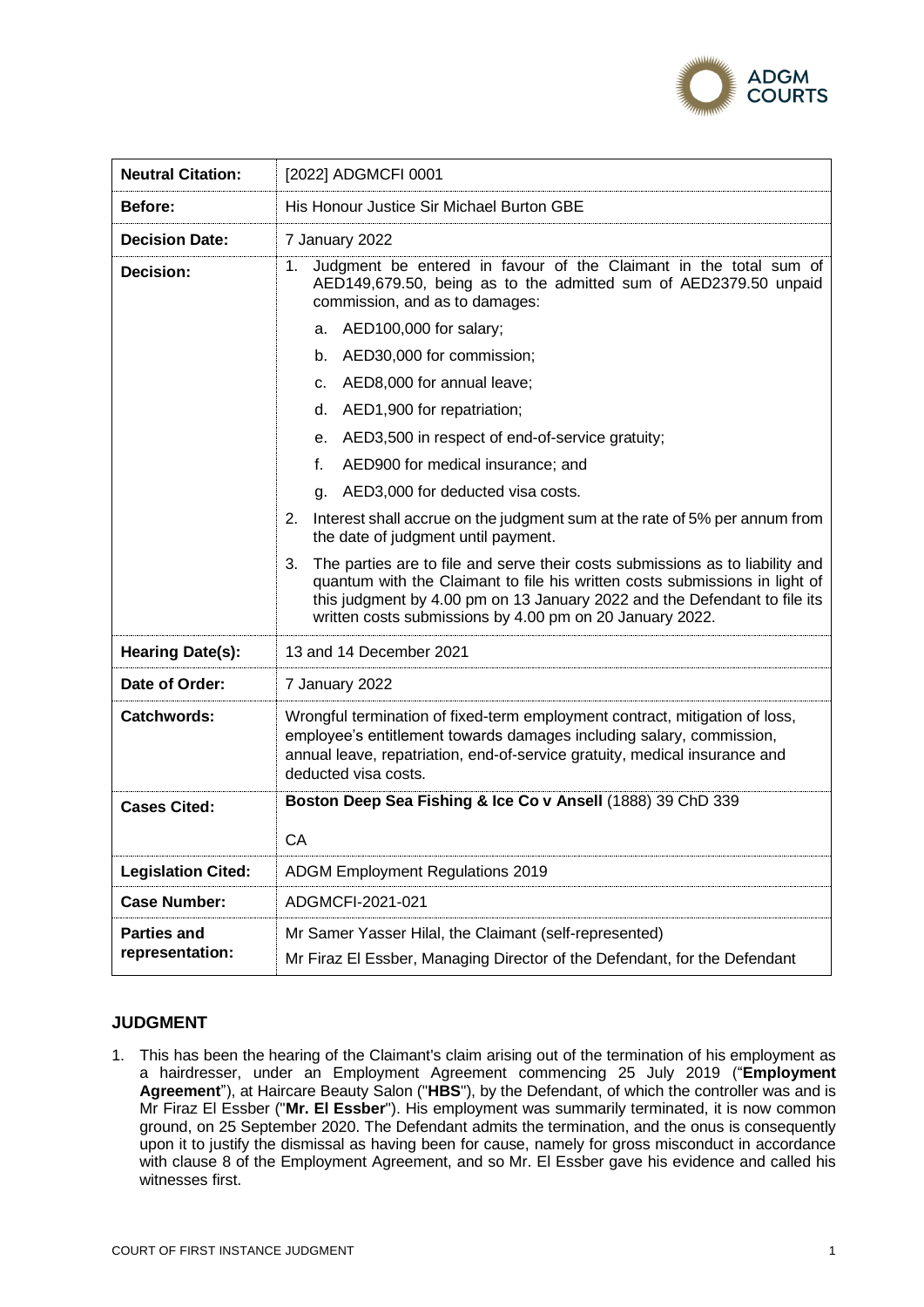| **Neutral Citation:** | [2022] ADGMCFI 0001 |
|---|---|
| **Before:** | His Honour Justice Sir Michael Burton GBE |
| **Decision Date:** | 7 January 2022 |
| **Decision:** | 1. Judgment be entered in favour of the Claimant in the total sum of AED149,679.50, being as to the admitted sum of AED2379.50 unpaid commission, and as to damages:<br>a. AED100,000 for salary;<br>b. AED30,000 for commission;<br>c. AED8,000 for annual leave;<br>d. AED1,900 for repatriation;<br>e. AED3,500 in respect of end-of-service gratuity;<br>f. AED900 for medical insurance; and<br>g. AED3,000 for deducted visa costs.<br>2. Interest shall accrue on the judgment sum at the rate of 5% per annum from the date of judgment until payment.<br>3. The parties are to file and serve their costs submissions as to liability and quantum with the Claimant to file his written costs submissions in light of this judgment by 4.00 pm on 13 January 2022 and the Defendant to file its written costs submissions by 4.00 pm on 20 January 2022. |
| **Hearing Date(s):** | 13 and 14 December 2021 |
| **Date of Order:** | 7 January 2022 |
| **Catchwords:** | Wrongful termination of fixed-term employment contract, mitigation of loss, employee's entitlement towards damages including salary, commission, annual leave, repatriation, end-of-service gratuity, medical insurance and deducted visa costs. |
| **Cases Cited:** | **Boston Deep Sea Fishing & Ice Co v Ansell** (1888) 39 ChD 339<br>CA |
| **Legislation Cited:** | ADGM Employment Regulations 2019 |
| **Case Number:** | ADGMCFI-2021-021 |
| **Parties and representation:** | Mr Samer Yasser Hilal, the Claimant (self-represented)<br>Mr Firaz El Essber, Managing Director of the Defendant, for the Defendant |

## JUDGMENT

1. This has been the hearing of the Claimant's claim arising out of the termination of his employment as a hairdresser, under an Employment Agreement commencing 25 July 2019 ("**Employment Agreement**"), at Haircare Beauty Salon ("**HBS**"), by the Defendant, of which the controller was and is Mr Firaz El Essber ("**Mr. El Essber**"). His employment was summarily terminated, it is now common ground, on 25 September 2020. The Defendant admits the termination, and the onus is consequently upon it to justify the dismissal as having been for cause, namely for gross misconduct in accordance with clause 8 of the Employment Agreement, and so Mr. El Essber gave his evidence and called his witnesses first.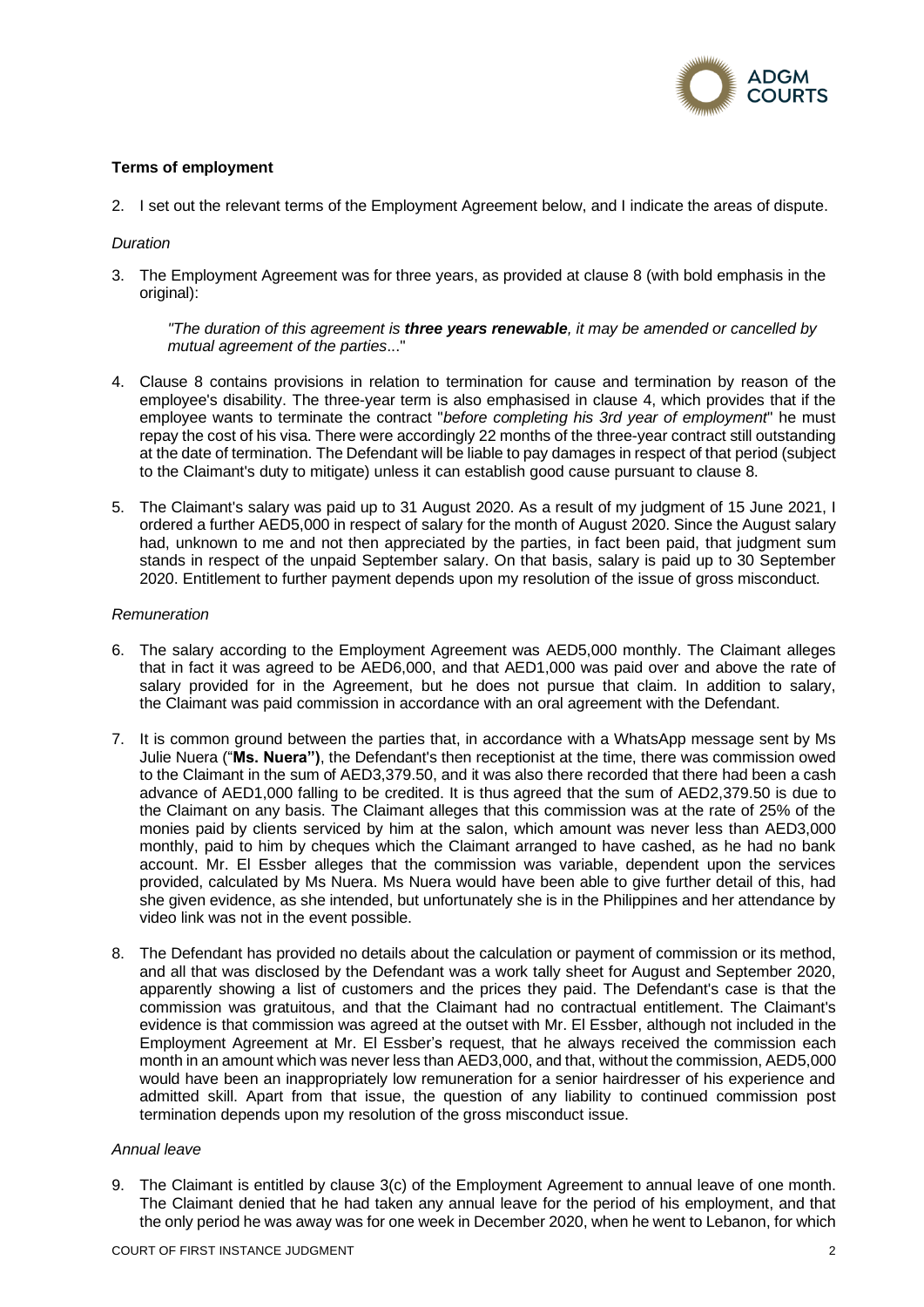### Terms of employment

2. I set out the relevant terms of the Employment Agreement below, and I indicate the areas of dispute.

*Duration*

3. The Employment Agreement was for three years, as provided at clause 8 (with bold emphasis in the original):

   *"The duration of this agreement is **three years renewable**, it may be amended or cancelled by mutual agreement of the parties...*"

4. Clause 8 contains provisions in relation to termination for cause and termination by reason of the employee's disability. The three-year term is also emphasised in clause 4, which provides that if the employee wants to terminate the contract "*before completing his 3rd year of employment*" he must repay the cost of his visa. There were accordingly 22 months of the three-year contract still outstanding at the date of termination. The Defendant will be liable to pay damages in respect of that period (subject to the Claimant's duty to mitigate) unless it can establish good cause pursuant to clause 8.

5. The Claimant's salary was paid up to 31 August 2020. As a result of my judgment of 15 June 2021, I ordered a further AED5,000 in respect of salary for the month of August 2020. Since the August salary had, unknown to me and not then appreciated by the parties, in fact been paid, that judgment sum stands in respect of the unpaid September salary. On that basis, salary is paid up to 30 September 2020. Entitlement to further payment depends upon my resolution of the issue of gross misconduct.

*Remuneration*

6. The salary according to the Employment Agreement was AED5,000 monthly. The Claimant alleges that in fact it was agreed to be AED6,000, and that AED1,000 was paid over and above the rate of salary provided for in the Agreement, but he does not pursue that claim. In addition to salary, the Claimant was paid commission in accordance with an oral agreement with the Defendant.

7. It is common ground between the parties that, in accordance with a WhatsApp message sent by Ms Julie Nuera ("**Ms. Nuera")**, the Defendant's then receptionist at the time, there was commission owed to the Claimant in the sum of AED3,379.50, and it was also there recorded that there had been a cash advance of AED1,000 falling to be credited. It is thus agreed that the sum of AED2,379.50 is due to the Claimant on any basis. The Claimant alleges that this commission was at the rate of 25% of the monies paid by clients serviced by him at the salon, which amount was never less than AED3,000 monthly, paid to him by cheques which the Claimant arranged to have cashed, as he had no bank account. Mr. El Essber alleges that the commission was variable, dependent upon the services provided, calculated by Ms Nuera. Ms Nuera would have been able to give further detail of this, had she given evidence, as she intended, but unfortunately she is in the Philippines and her attendance by video link was not in the event possible.

8. The Defendant has provided no details about the calculation or payment of commission or its method, and all that was disclosed by the Defendant was a work tally sheet for August and September 2020, apparently showing a list of customers and the prices they paid. The Defendant's case is that the commission was gratuitous, and that the Claimant had no contractual entitlement. The Claimant's evidence is that commission was agreed at the outset with Mr. El Essber, although not included in the Employment Agreement at Mr. El Essber's request, that he always received the commission each month in an amount which was never less than AED3,000, and that, without the commission, AED5,000 would have been an inappropriately low remuneration for a senior hairdresser of his experience and admitted skill. Apart from that issue, the question of any liability to continued commission post termination depends upon my resolution of the gross misconduct issue.

*Annual leave*

9. The Claimant is entitled by clause 3(c) of the Employment Agreement to annual leave of one month. The Claimant denied that he had taken any annual leave for the period of his employment, and that the only period he was away was for one week in December 2020, when he went to Lebanon, for which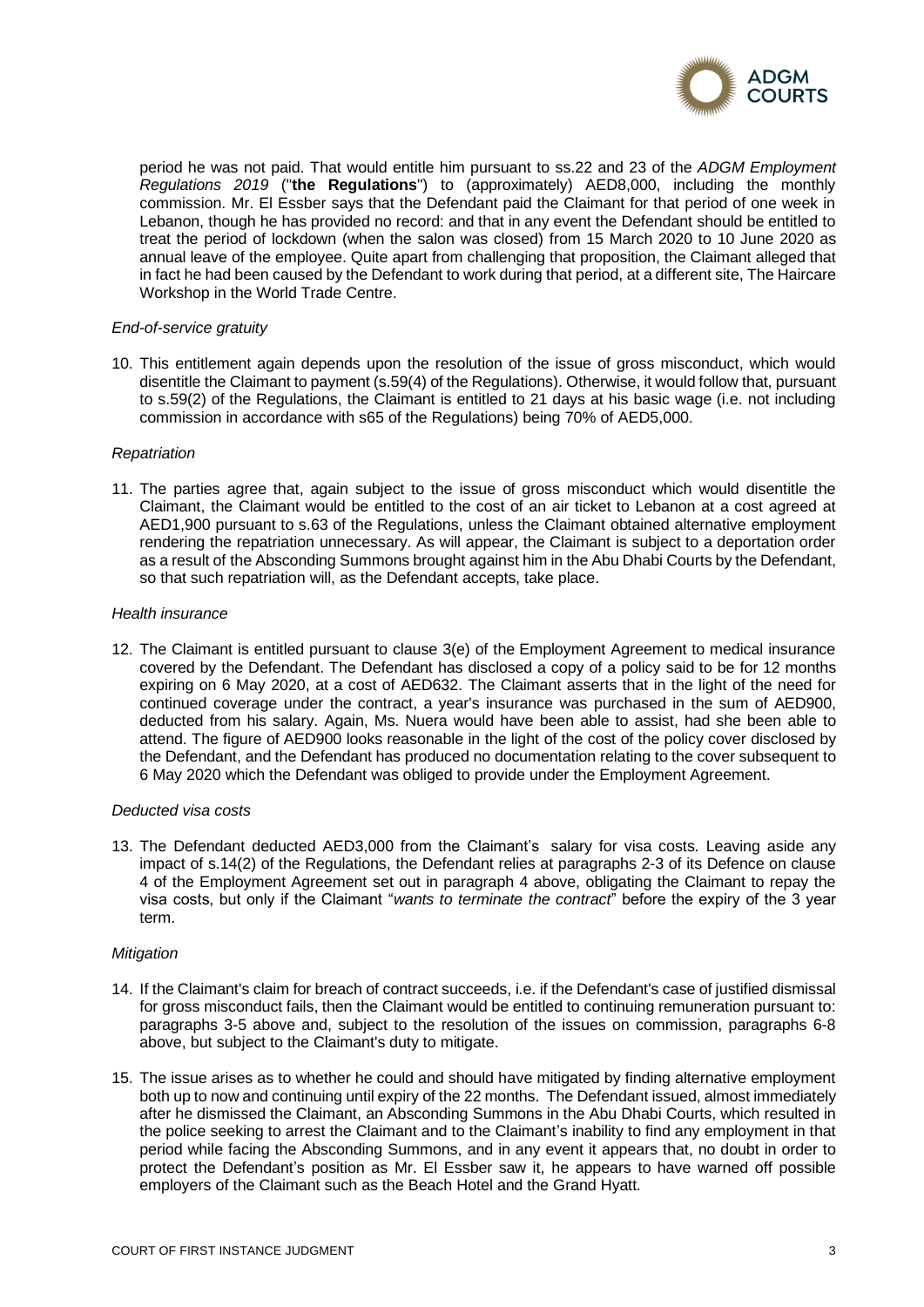period he was not paid. That would entitle him pursuant to ss.22 and 23 of the *ADGM Employment Regulations 2019* ("**the Regulations**") to (approximately) AED8,000, including the monthly commission. Mr. El Essber says that the Defendant paid the Claimant for that period of one week in Lebanon, though he has provided no record: and that in any event the Defendant should be entitled to treat the period of lockdown (when the salon was closed) from 15 March 2020 to 10 June 2020 as annual leave of the employee. Quite apart from challenging that proposition, the Claimant alleged that in fact he had been caused by the Defendant to work during that period, at a different site, The Haircare Workshop in the World Trade Centre.

*End-of-service gratuity*

10. This entitlement again depends upon the resolution of the issue of gross misconduct, which would disentitle the Claimant to payment (s.59(4) of the Regulations). Otherwise, it would follow that, pursuant to s.59(2) of the Regulations, the Claimant is entitled to 21 days at his basic wage (i.e. not including commission in accordance with s65 of the Regulations) being 70% of AED5,000.

*Repatriation*

11. The parties agree that, again subject to the issue of gross misconduct which would disentitle the Claimant, the Claimant would be entitled to the cost of an air ticket to Lebanon at a cost agreed at AED1,900 pursuant to s.63 of the Regulations, unless the Claimant obtained alternative employment rendering the repatriation unnecessary. As will appear, the Claimant is subject to a deportation order as a result of the Absconding Summons brought against him in the Abu Dhabi Courts by the Defendant, so that such repatriation will, as the Defendant accepts, take place.

*Health insurance*

12. The Claimant is entitled pursuant to clause 3(e) of the Employment Agreement to medical insurance covered by the Defendant. The Defendant has disclosed a copy of a policy said to be for 12 months expiring on 6 May 2020, at a cost of AED632. The Claimant asserts that in the light of the need for continued coverage under the contract, a year's insurance was purchased in the sum of AED900, deducted from his salary. Again, Ms. Nuera would have been able to assist, had she been able to attend. The figure of AED900 looks reasonable in the light of the cost of the policy cover disclosed by the Defendant, and the Defendant has produced no documentation relating to the cover subsequent to 6 May 2020 which the Defendant was obliged to provide under the Employment Agreement.

*Deducted visa costs*

13. The Defendant deducted AED3,000 from the Claimant's salary for visa costs. Leaving aside any impact of s.14(2) of the Regulations, the Defendant relies at paragraphs 2-3 of its Defence on clause 4 of the Employment Agreement set out in paragraph 4 above, obligating the Claimant to repay the visa costs, but only if the Claimant "*wants to terminate the contract*" before the expiry of the 3 year term.

*Mitigation*

14. If the Claimant's claim for breach of contract succeeds, i.e. if the Defendant's case of justified dismissal for gross misconduct fails, then the Claimant would be entitled to continuing remuneration pursuant to: paragraphs 3-5 above and, subject to the resolution of the issues on commission, paragraphs 6-8 above, but subject to the Claimant's duty to mitigate.

15. The issue arises as to whether he could and should have mitigated by finding alternative employment both up to now and continuing until expiry of the 22 months. The Defendant issued, almost immediately after he dismissed the Claimant, an Absconding Summons in the Abu Dhabi Courts, which resulted in the police seeking to arrest the Claimant and to the Claimant's inability to find any employment in that period while facing the Absconding Summons, and in any event it appears that, no doubt in order to protect the Defendant's position as Mr. El Essber saw it, he appears to have warned off possible employers of the Claimant such as the Beach Hotel and the Grand Hyatt.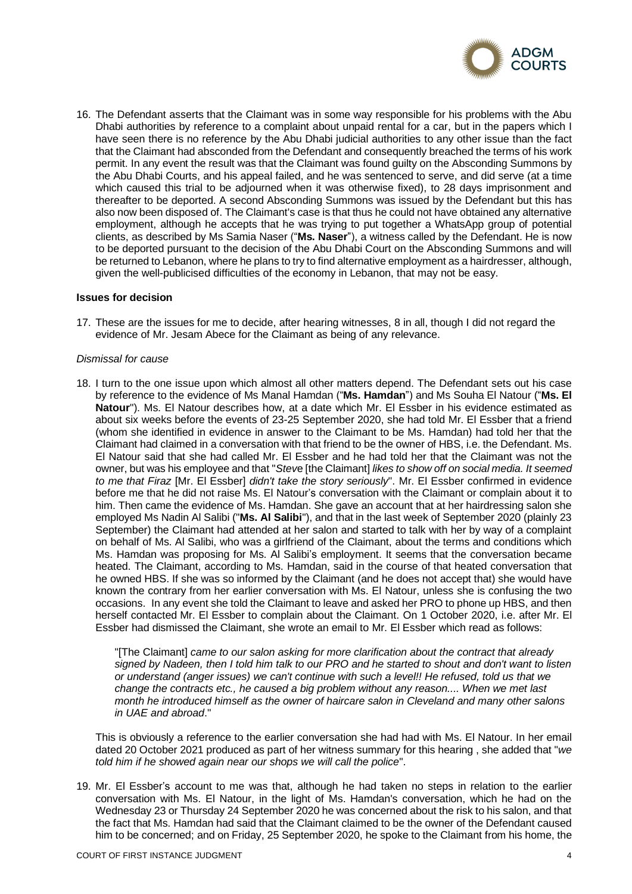16. The Defendant asserts that the Claimant was in some way responsible for his problems with the Abu Dhabi authorities by reference to a complaint about unpaid rental for a car, but in the papers which I have seen there is no reference by the Abu Dhabi judicial authorities to any other issue than the fact that the Claimant had absconded from the Defendant and consequently breached the terms of his work permit. In any event the result was that the Claimant was found guilty on the Absconding Summons by the Abu Dhabi Courts, and his appeal failed, and he was sentenced to serve, and did serve (at a time which caused this trial to be adjourned when it was otherwise fixed), to 28 days imprisonment and thereafter to be deported. A second Absconding Summons was issued by the Defendant but this has also now been disposed of. The Claimant's case is that thus he could not have obtained any alternative employment, although he accepts that he was trying to put together a WhatsApp group of potential clients, as described by Ms Samia Naser ("**Ms. Naser**"), a witness called by the Defendant. He is now to be deported pursuant to the decision of the Abu Dhabi Court on the Absconding Summons and will be returned to Lebanon, where he plans to try to find alternative employment as a hairdresser, although, given the well-publicised difficulties of the economy in Lebanon, that may not be easy.

**Issues for decision**

17. These are the issues for me to decide, after hearing witnesses, 8 in all, though I did not regard the evidence of Mr. Jesam Abece for the Claimant as being of any relevance.

*Dismissal for cause*

18. I turn to the one issue upon which almost all other matters depend. The Defendant sets out his case by reference to the evidence of Ms Manal Hamdan ("**Ms. Hamdan**") and Ms Souha El Natour ("**Ms. El Natour**"). Ms. El Natour describes how, at a date which Mr. El Essber in his evidence estimated as about six weeks before the events of 23-25 September 2020, she had told Mr. El Essber that a friend (whom she identified in evidence in answer to the Claimant to be Ms. Hamdan) had told her that the Claimant had claimed in a conversation with that friend to be the owner of HBS, i.e. the Defendant. Ms. El Natour said that she had called Mr. El Essber and he had told her that the Claimant was not the owner, but was his employee and that "*Steve* [the Claimant] *likes to show off on social media. It seemed to me that Firaz* [Mr. El Essber] *didn't take the story seriously*". Mr. El Essber confirmed in evidence before me that he did not raise Ms. El Natour's conversation with the Claimant or complain about it to him. Then came the evidence of Ms. Hamdan. She gave an account that at her hairdressing salon she employed Ms Nadin Al Salibi ("**Ms. Al Salibi**"), and that in the last week of September 2020 (plainly 23 September) the Claimant had attended at her salon and started to talk with her by way of a complaint on behalf of Ms. Al Salibi, who was a girlfriend of the Claimant, about the terms and conditions which Ms. Hamdan was proposing for Ms. Al Salibi's employment. It seems that the conversation became heated. The Claimant, according to Ms. Hamdan, said in the course of that heated conversation that he owned HBS. If she was so informed by the Claimant (and he does not accept that) she would have known the contrary from her earlier conversation with Ms. El Natour, unless she is confusing the two occasions. In any event she told the Claimant to leave and asked her PRO to phone up HBS, and then herself contacted Mr. El Essber to complain about the Claimant. On 1 October 2020, i.e. after Mr. El Essber had dismissed the Claimant, she wrote an email to Mr. El Essber which read as follows:

   "[The Claimant] *came to our salon asking for more clarification about the contract that already signed by Nadeen, then I told him talk to our PRO and he started to shout and don't want to listen or understand (anger issues) we can't continue with such a level!! He refused, told us that we change the contracts etc., he caused a big problem without any reason.... When we met last month he introduced himself as the owner of haircare salon in Cleveland and many other salons in UAE and abroad*."

   This is obviously a reference to the earlier conversation she had had with Ms. El Natour. In her email dated 20 October 2021 produced as part of her witness summary for this hearing , she added that "*we told him if he showed again near our shops we will call the police*".

19. Mr. El Essber's account to me was that, although he had taken no steps in relation to the earlier conversation with Ms. El Natour, in the light of Ms. Hamdan's conversation, which he had on the Wednesday 23 or Thursday 24 September 2020 he was concerned about the risk to his salon, and that the fact that Ms. Hamdan had said that the Claimant claimed to be the owner of the Defendant caused him to be concerned; and on Friday, 25 September 2020, he spoke to the Claimant from his home, the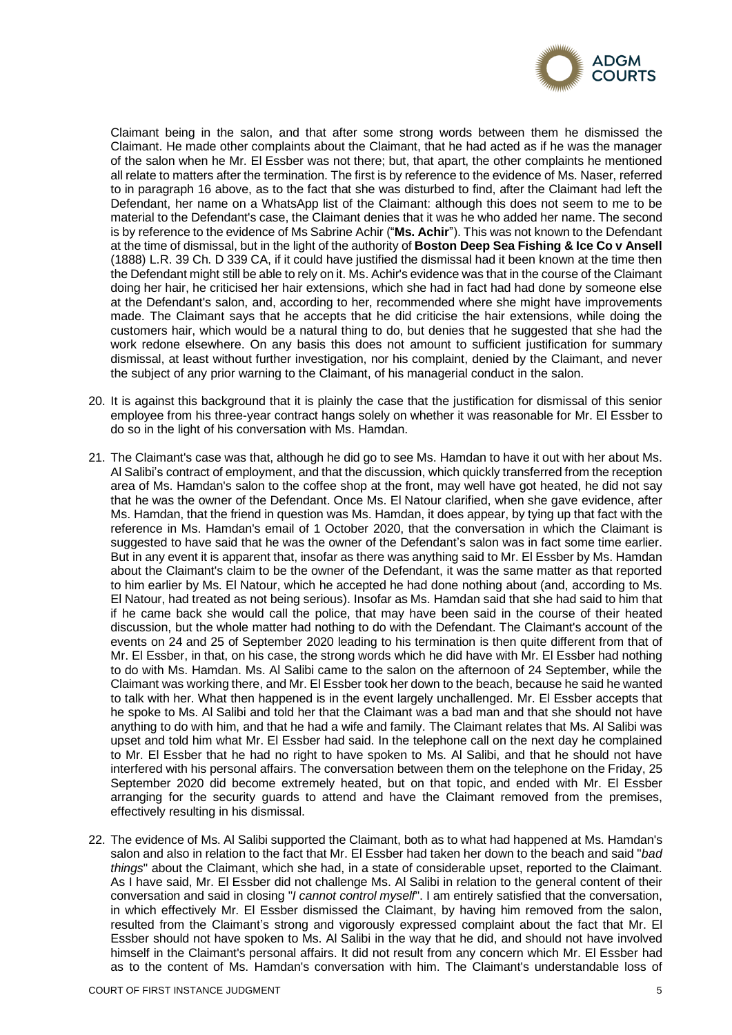Claimant being in the salon, and that after some strong words between them he dismissed the Claimant. He made other complaints about the Claimant, that he had acted as if he was the manager of the salon when he Mr. El Essber was not there; but, that apart, the other complaints he mentioned all relate to matters after the termination. The first is by reference to the evidence of Ms. Naser, referred to in paragraph 16 above, as to the fact that she was disturbed to find, after the Claimant had left the Defendant, her name on a WhatsApp list of the Claimant: although this does not seem to me to be material to the Defendant's case, the Claimant denies that it was he who added her name. The second is by reference to the evidence of Ms Sabrine Achir ("**Ms. Achir**"). This was not known to the Defendant at the time of dismissal, but in the light of the authority of **Boston Deep Sea Fishing & Ice Co v Ansell** (1888) L.R. 39 Ch. D 339 CA, if it could have justified the dismissal had it been known at the time then the Defendant might still be able to rely on it. Ms. Achir's evidence was that in the course of the Claimant doing her hair, he criticised her hair extensions, which she had in fact had had done by someone else at the Defendant's salon, and, according to her, recommended where she might have improvements made. The Claimant says that he accepts that he did criticise the hair extensions, while doing the customers hair, which would be a natural thing to do, but denies that he suggested that she had the work redone elsewhere. On any basis this does not amount to sufficient justification for summary dismissal, at least without further investigation, nor his complaint, denied by the Claimant, and never the subject of any prior warning to the Claimant, of his managerial conduct in the salon.

20. It is against this background that it is plainly the case that the justification for dismissal of this senior employee from his three-year contract hangs solely on whether it was reasonable for Mr. El Essber to do so in the light of his conversation with Ms. Hamdan.

21. The Claimant's case was that, although he did go to see Ms. Hamdan to have it out with her about Ms. Al Salibi's contract of employment, and that the discussion, which quickly transferred from the reception area of Ms. Hamdan's salon to the coffee shop at the front, may well have got heated, he did not say that he was the owner of the Defendant. Once Ms. El Natour clarified, when she gave evidence, after Ms. Hamdan, that the friend in question was Ms. Hamdan, it does appear, by tying up that fact with the reference in Ms. Hamdan's email of 1 October 2020, that the conversation in which the Claimant is suggested to have said that he was the owner of the Defendant's salon was in fact some time earlier. But in any event it is apparent that, insofar as there was anything said to Mr. El Essber by Ms. Hamdan about the Claimant's claim to be the owner of the Defendant, it was the same matter as that reported to him earlier by Ms. El Natour, which he accepted he had done nothing about (and, according to Ms. El Natour, had treated as not being serious). Insofar as Ms. Hamdan said that she had said to him that if he came back she would call the police, that may have been said in the course of their heated discussion, but the whole matter had nothing to do with the Defendant. The Claimant's account of the events on 24 and 25 of September 2020 leading to his termination is then quite different from that of Mr. El Essber, in that, on his case, the strong words which he did have with Mr. El Essber had nothing to do with Ms. Hamdan. Ms. Al Salibi came to the salon on the afternoon of 24 September, while the Claimant was working there, and Mr. El Essber took her down to the beach, because he said he wanted to talk with her. What then happened is in the event largely unchallenged. Mr. El Essber accepts that he spoke to Ms. Al Salibi and told her that the Claimant was a bad man and that she should not have anything to do with him, and that he had a wife and family. The Claimant relates that Ms. Al Salibi was upset and told him what Mr. El Essber had said. In the telephone call on the next day he complained to Mr. El Essber that he had no right to have spoken to Ms. Al Salibi, and that he should not have interfered with his personal affairs. The conversation between them on the telephone on the Friday, 25 September 2020 did become extremely heated, but on that topic, and ended with Mr. El Essber arranging for the security guards to attend and have the Claimant removed from the premises, effectively resulting in his dismissal.

22. The evidence of Ms. Al Salibi supported the Claimant, both as to what had happened at Ms. Hamdan's salon and also in relation to the fact that Mr. El Essber had taken her down to the beach and said "*bad things*" about the Claimant, which she had, in a state of considerable upset, reported to the Claimant. As I have said, Mr. El Essber did not challenge Ms. Al Salibi in relation to the general content of their conversation and said in closing "*I cannot control myself*". I am entirely satisfied that the conversation, in which effectively Mr. El Essber dismissed the Claimant, by having him removed from the salon, resulted from the Claimant's strong and vigorously expressed complaint about the fact that Mr. El Essber should not have spoken to Ms. Al Salibi in the way that he did, and should not have involved himself in the Claimant's personal affairs. It did not result from any concern which Mr. El Essber had as to the content of Ms. Hamdan's conversation with him. The Claimant's understandable loss of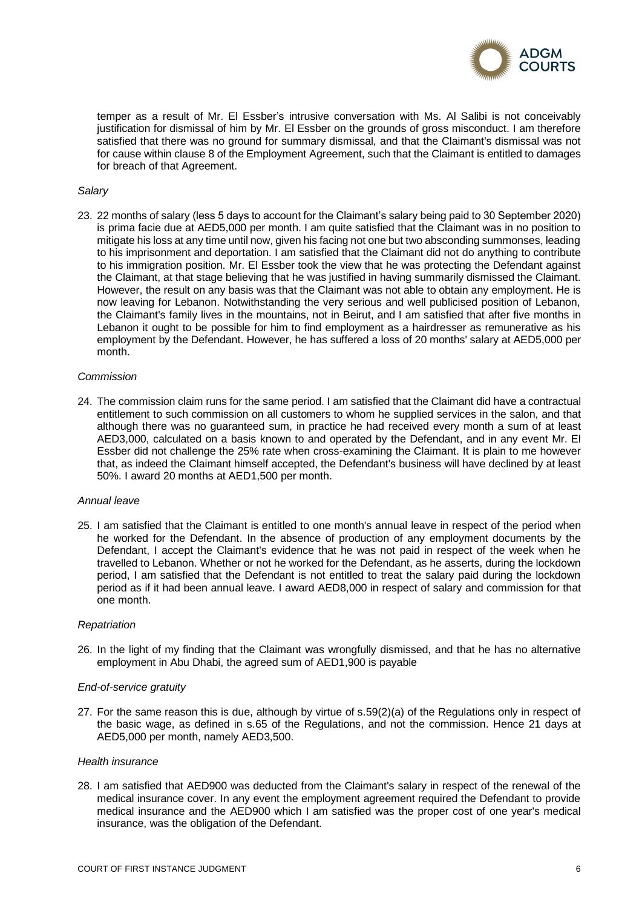temper as a result of Mr. El Essber's intrusive conversation with Ms. Al Salibi is not conceivably justification for dismissal of him by Mr. El Essber on the grounds of gross misconduct. I am therefore satisfied that there was no ground for summary dismissal, and that the Claimant's dismissal was not for cause within clause 8 of the Employment Agreement, such that the Claimant is entitled to damages for breach of that Agreement.

*Salary*

23. 22 months of salary (less 5 days to account for the Claimant's salary being paid to 30 September 2020) is prima facie due at AED5,000 per month. I am quite satisfied that the Claimant was in no position to mitigate his loss at any time until now, given his facing not one but two absconding summonses, leading to his imprisonment and deportation. I am satisfied that the Claimant did not do anything to contribute to his immigration position. Mr. El Essber took the view that he was protecting the Defendant against the Claimant, at that stage believing that he was justified in having summarily dismissed the Claimant. However, the result on any basis was that the Claimant was not able to obtain any employment. He is now leaving for Lebanon. Notwithstanding the very serious and well publicised position of Lebanon, the Claimant's family lives in the mountains, not in Beirut, and I am satisfied that after five months in Lebanon it ought to be possible for him to find employment as a hairdresser as remunerative as his employment by the Defendant. However, he has suffered a loss of 20 months' salary at AED5,000 per month.

*Commission*

24. The commission claim runs for the same period. I am satisfied that the Claimant did have a contractual entitlement to such commission on all customers to whom he supplied services in the salon, and that although there was no guaranteed sum, in practice he had received every month a sum of at least AED3,000, calculated on a basis known to and operated by the Defendant, and in any event Mr. El Essber did not challenge the 25% rate when cross-examining the Claimant. It is plain to me however that, as indeed the Claimant himself accepted, the Defendant's business will have declined by at least 50%. I award 20 months at AED1,500 per month.

*Annual leave*

25. I am satisfied that the Claimant is entitled to one month's annual leave in respect of the period when he worked for the Defendant. In the absence of production of any employment documents by the Defendant, I accept the Claimant's evidence that he was not paid in respect of the week when he travelled to Lebanon. Whether or not he worked for the Defendant, as he asserts, during the lockdown period, I am satisfied that the Defendant is not entitled to treat the salary paid during the lockdown period as if it had been annual leave. I award AED8,000 in respect of salary and commission for that one month.

*Repatriation*

26. In the light of my finding that the Claimant was wrongfully dismissed, and that he has no alternative employment in Abu Dhabi, the agreed sum of AED1,900 is payable

*End-of-service gratuity*

27. For the same reason this is due, although by virtue of s.59(2)(a) of the Regulations only in respect of the basic wage, as defined in s.65 of the Regulations, and not the commission. Hence 21 days at AED5,000 per month, namely AED3,500.

*Health insurance*

28. I am satisfied that AED900 was deducted from the Claimant's salary in respect of the renewal of the medical insurance cover. In any event the employment agreement required the Defendant to provide medical insurance and the AED900 which I am satisfied was the proper cost of one year's medical insurance, was the obligation of the Defendant.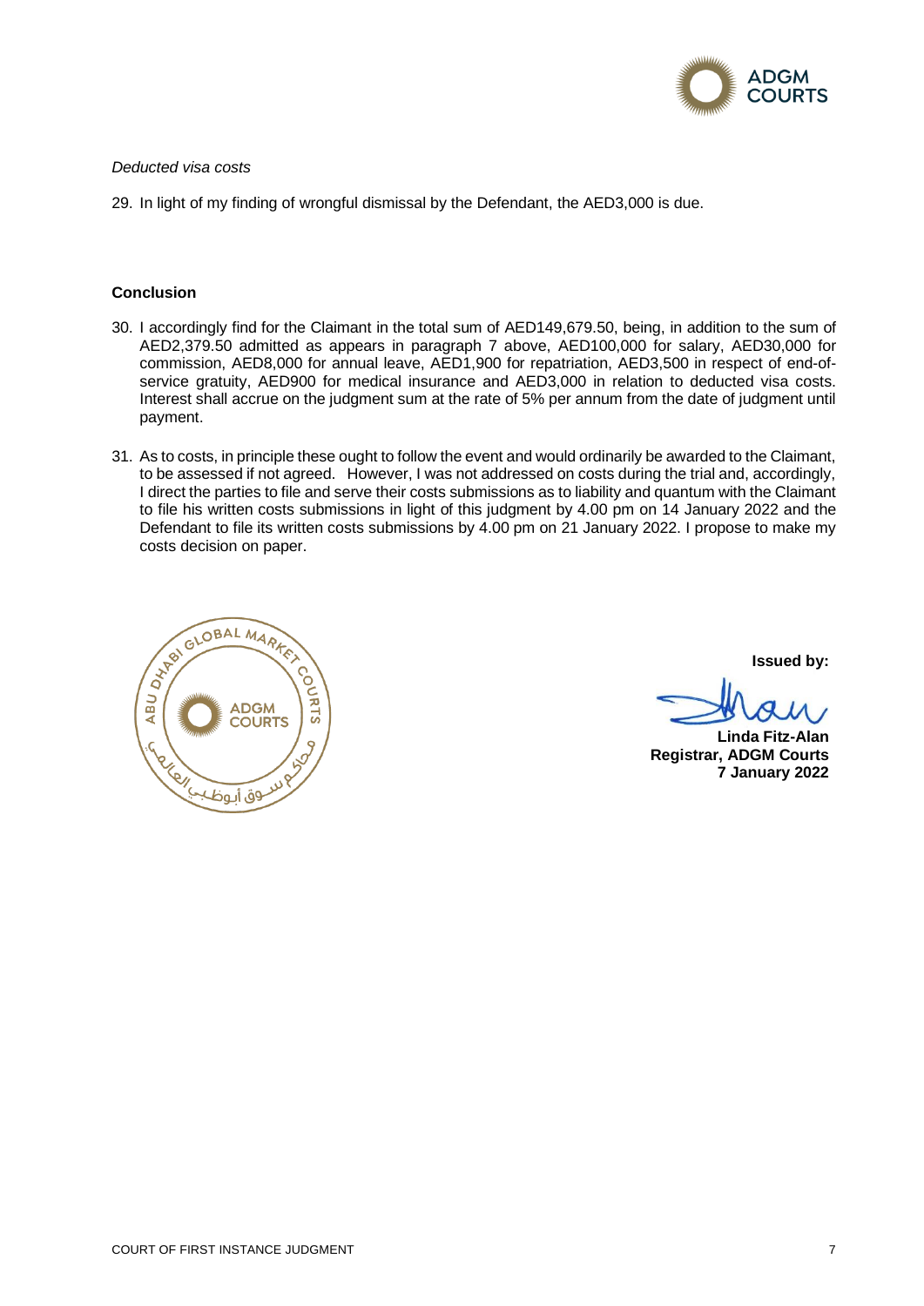*Deducted visa costs*

29. In light of my finding of wrongful dismissal by the Defendant, the AED3,000 is due.

**Conclusion**

30. I accordingly find for the Claimant in the total sum of AED149,679.50, being, in addition to the sum of AED2,379.50 admitted as appears in paragraph 7 above, AED100,000 for salary, AED30,000 for commission, AED8,000 for annual leave, AED1,900 for repatriation, AED3,500 in respect of end-of-service gratuity, AED900 for medical insurance and AED3,000 in relation to deducted visa costs. Interest shall accrue on the judgment sum at the rate of 5% per annum from the date of judgment until payment.

31. As to costs, in principle these ought to follow the event and would ordinarily be awarded to the Claimant, to be assessed if not agreed. However, I was not addressed on costs during the trial and, accordingly, I direct the parties to file and serve their costs submissions as to liability and quantum with the Claimant to file his written costs submissions in light of this judgment by 4.00 pm on 14 January 2022 and the Defendant to file its written costs submissions by 4.00 pm on 21 January 2022. I propose to make my costs decision on paper.

**Issued by:**

**Linda Fitz-Alan**
**Registrar, ADGM Courts**
**7 January 2022**